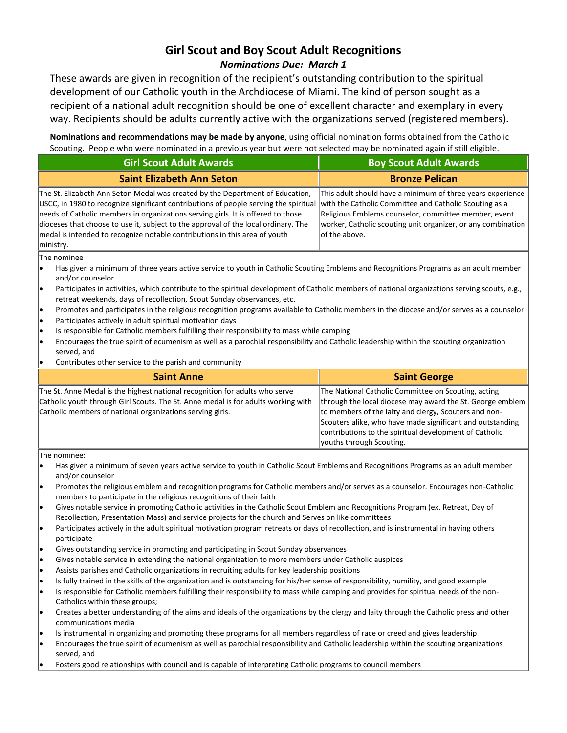# Girl Scout and Boy Scout Adult Recognitions

***Nominations Due: March 1***

These awards are given in recognition of the recipient's outstanding contribution to the spiritual development of our Catholic youth in the Archdiocese of Miami. The kind of person sought as a recipient of a national adult recognition should be one of excellent character and exemplary in every way. Recipients should be adults currently active with the organizations served (registered members).

**Nominations and recommendations may be made by anyone**, using official nomination forms obtained from the Catholic Scouting. People who were nominated in a previous year but were not selected may be nominated again if still eligible.

| Girl Scout Adult Awards | Boy Scout Adult Awards |
|---|---|
| **Saint Elizabeth Ann Seton** | **Bronze Pelican** |
| The St. Elizabeth Ann Seton Medal was created by the Department of Education, USCC, in 1980 to recognize significant contributions of people serving the spiritual needs of Catholic members in organizations serving girls. It is offered to those dioceses that choose to use it, subject to the approval of the local ordinary. The medal is intended to recognize notable contributions in this area of youth ministry. | This adult should have a minimum of three years experience with the Catholic Committee and Catholic Scouting as a Religious Emblems counselor, committee member, event worker, Catholic scouting unit organizer, or any combination of the above. |

The nominee

- Has given a minimum of three years active service to youth in Catholic Scouting Emblems and Recognitions Programs as an adult member and/or counselor
- Participates in activities, which contribute to the spiritual development of Catholic members of national organizations serving scouts, e.g., retreat weekends, days of recollection, Scout Sunday observances, etc.
- Promotes and participates in the religious recognition programs available to Catholic members in the diocese and/or serves as a counselor
- Participates actively in adult spiritual motivation days
- Is responsible for Catholic members fulfilling their responsibility to mass while camping
- Encourages the true spirit of ecumenism as well as a parochial responsibility and Catholic leadership within the scouting organization served, and
- Contributes other service to the parish and community

| Saint Anne | Saint George |
|---|---|
| The St. Anne Medal is the highest national recognition for adults who serve Catholic youth through Girl Scouts. The St. Anne medal is for adults working with Catholic members of national organizations serving girls. | The National Catholic Committee on Scouting, acting through the local diocese may award the St. George emblem to members of the laity and clergy, Scouters and non-Scouters alike, who have made significant and outstanding contributions to the spiritual development of Catholic youths through Scouting. |

The nominee:

- Has given a minimum of seven years active service to youth in Catholic Scout Emblems and Recognitions Programs as an adult member and/or counselor
- Promotes the religious emblem and recognition programs for Catholic members and/or serves as a counselor. Encourages non-Catholic members to participate in the religious recognitions of their faith
- Gives notable service in promoting Catholic activities in the Catholic Scout Emblem and Recognitions Program (ex. Retreat, Day of Recollection, Presentation Mass) and service projects for the church and Serves on like committees
- Participates actively in the adult spiritual motivation program retreats or days of recollection, and is instrumental in having others participate
- Gives outstanding service in promoting and participating in Scout Sunday observances
- Gives notable service in extending the national organization to more members under Catholic auspices
- Assists parishes and Catholic organizations in recruiting adults for key leadership positions
- Is fully trained in the skills of the organization and is outstanding for his/her sense of responsibility, humility, and good example
- Is responsible for Catholic members fulfilling their responsibility to mass while camping and provides for spiritual needs of the non-Catholics within these groups;
- Creates a better understanding of the aims and ideals of the organizations by the clergy and laity through the Catholic press and other communications media
- Is instrumental in organizing and promoting these programs for all members regardless of race or creed and gives leadership
- Encourages the true spirit of ecumenism as well as parochial responsibility and Catholic leadership within the scouting organizations served, and
- Fosters good relationships with council and is capable of interpreting Catholic programs to council members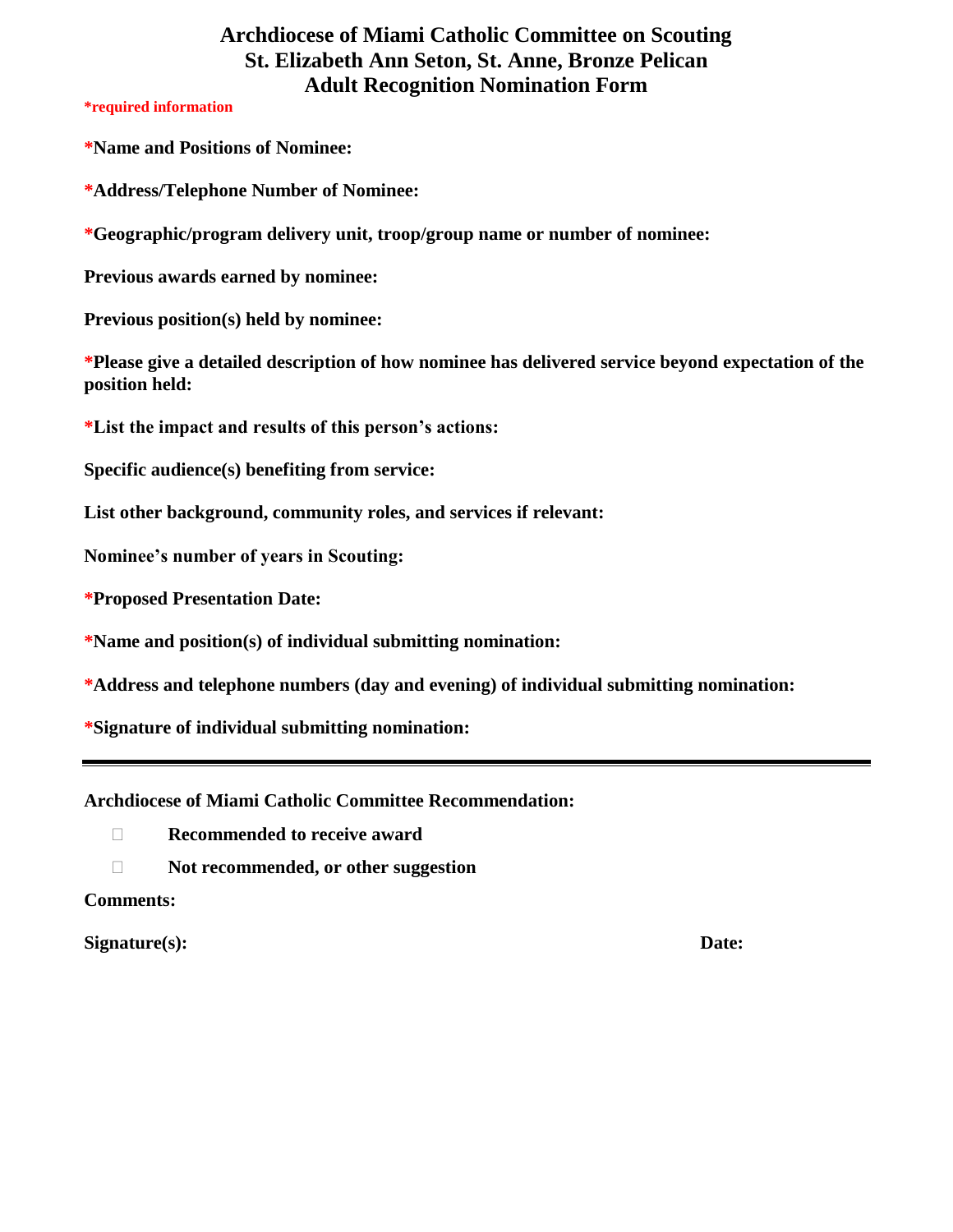# Archdiocese of Miami Catholic Committee on Scouting
# St. Elizabeth Ann Seton, St. Anne, Bronze Pelican
# Adult Recognition Nomination Form

*required information

**\*Name and Positions of Nominee:**

**\*Address/Telephone Number of Nominee:**

**\*Geographic/program delivery unit, troop/group name or number of nominee:**

**Previous awards earned by nominee:**

**Previous position(s) held by nominee:**

**\*Please give a detailed description of how nominee has delivered service beyond expectation of the position held:**

**\*List the impact and results of this person's actions:**

**Specific audience(s) benefiting from service:**

**List other background, community roles, and services if relevant:**

**Nominee's number of years in Scouting:**

**\*Proposed Presentation Date:**

**\*Name and position(s) of individual submitting nomination:**

**\*Address and telephone numbers (day and evening) of individual submitting nomination:**

**\*Signature of individual submitting nomination:**

---

**Archdiocese of Miami Catholic Committee Recommendation:**

- ☐ **Recommended to receive award**
- ☐ **Not recommended, or other suggestion**

**Comments:**

**Signature(s):** **Date:**